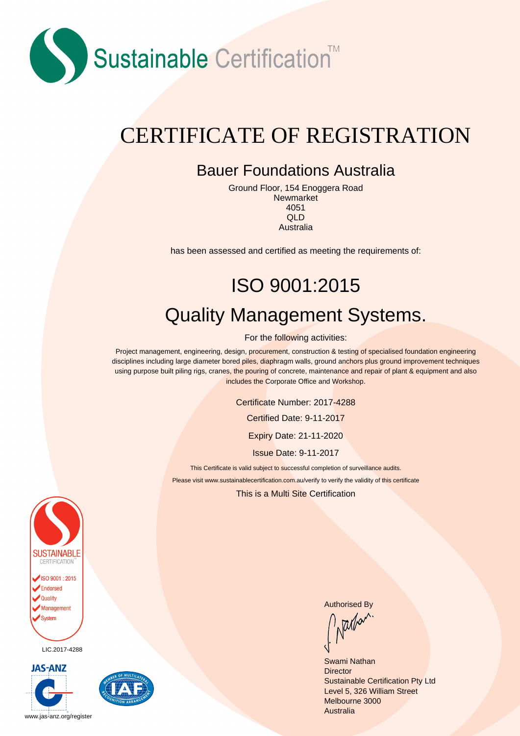Sustainable Certification™

# CERTIFICATE OF REGISTRATION

## Bauer Foundations Australia

Ground Floor, 154 Enoggera Road
Newmarket
4051
QLD
Australia

has been assessed and certified as meeting the requirements of:

# ISO 9001:2015

# Quality Management Systems.

For the following activities:

Project management, engineering, design, procurement, construction & testing of specialised foundation engineering disciplines including large diameter bored piles, diaphragm walls, ground anchors plus ground improvement techniques using purpose built piling rigs, cranes, the pouring of concrete, maintenance and repair of plant & equipment and also includes the Corporate Office and Workshop.

Certificate Number: 2017-4288

Certified Date: 9-11-2017

Expiry Date: 21-11-2020

Issue Date: 9-11-2017

This Certificate is valid subject to successful completion of surveillance audits.

Please visit www.sustainablecertification.com.au/verify to verify the validity of this certificate

This is a Multi Site Certification

SUSTAINABLE CERTIFICATION
ISO 9001 : 2015
Endorsed
Quality
Management
System

LIC.2017-4288

JAS-ANZ

www.jas-anz.org/register

MEMBER OF MULTILATERAL RECOGNITION ARRANGEMENT IAF

Authorised By

Swami Nathan
Director
Sustainable Certification Pty Ltd
Level 5, 326 William Street
Melbourne 3000
Australia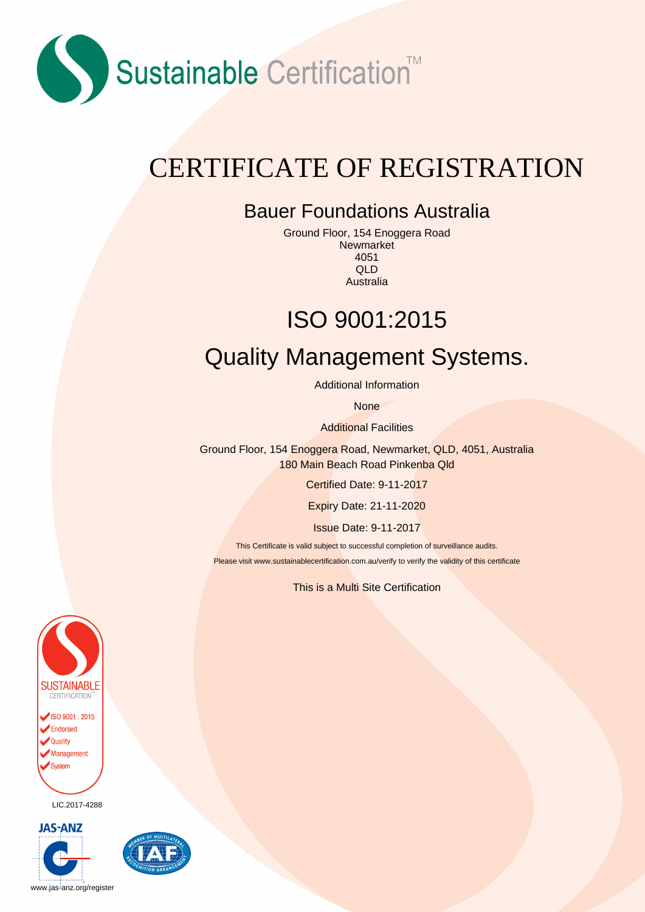Sustainable Certification™

# CERTIFICATE OF REGISTRATION

## Bauer Foundations Australia

Ground Floor, 154 Enoggera Road
Newmarket
4051
QLD
Australia

# ISO 9001:2015

## Quality Management Systems.

Additional Information

None

Additional Facilities

Ground Floor, 154 Enoggera Road, Newmarket, QLD, 4051, Australia
180 Main Beach Road Pinkenba Qld

Certified Date: 9-11-2017

Expiry Date: 21-11-2020

Issue Date: 9-11-2017

This Certificate is valid subject to successful completion of surveillance audits.

Please visit www.sustainablecertification.com.au/verify to verify the validity of this certificate

This is a Multi Site Certification

SUSTAINABLE CERTIFICATION

ISO 9001 : 2015
Endorsed
Quality
Management
System

LIC.2017-4288

JAS-ANZ

www.jas-anz.org/register